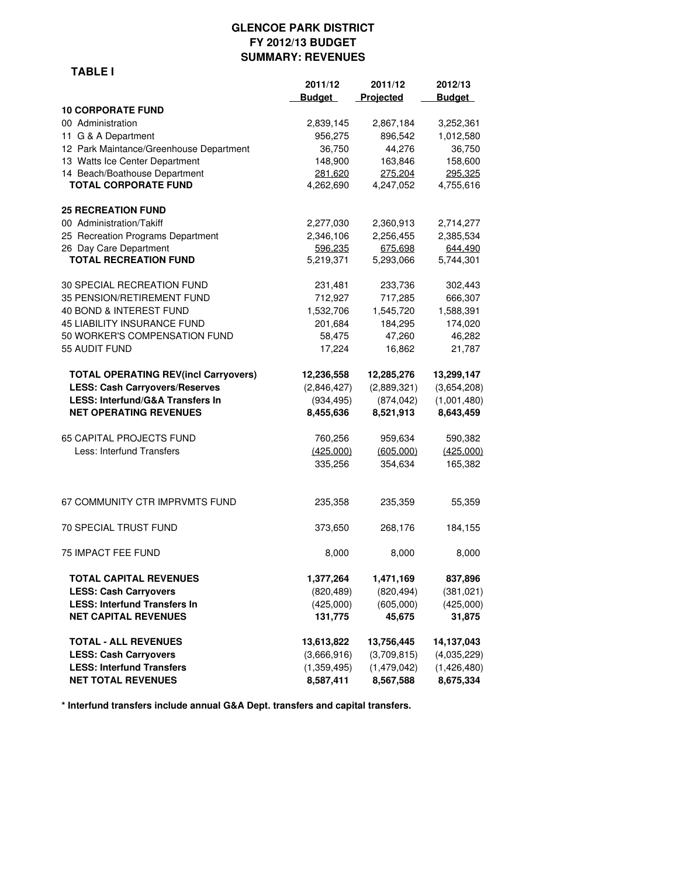# GLENCOE PARK DISTRICT
## FY 2012/13 BUDGET
## SUMMARY: REVENUES

**TABLE I**

| | 2011/12 Budget | 2011/12 Projected | 2012/13 Budget |
|---|---|---|---|
| **10 CORPORATE FUND** | | | |
| 00 Administration | 2,839,145 | 2,867,184 | 3,252,361 |
| 11 G & A Department | 956,275 | 896,542 | 1,012,580 |
| 12 Park Maintance/Greenhouse Department | 36,750 | 44,276 | 36,750 |
| 13 Watts Ice Center Department | 148,900 | 163,846 | 158,600 |
| 14 Beach/Boathouse Department | 281,620 | 275,204 | 295,325 |
| **TOTAL CORPORATE FUND** | 4,262,690 | 4,247,052 | 4,755,616 |
| **25 RECREATION FUND** | | | |
| 00 Administration/Takiff | 2,277,030 | 2,360,913 | 2,714,277 |
| 25 Recreation Programs Department | 2,346,106 | 2,256,455 | 2,385,534 |
| 26 Day Care Department | 596,235 | 675,698 | 644,490 |
| **TOTAL RECREATION FUND** | 5,219,371 | 5,293,066 | 5,744,301 |
| 30 SPECIAL RECREATION FUND | 231,481 | 233,736 | 302,443 |
| 35 PENSION/RETIREMENT FUND | 712,927 | 717,285 | 666,307 |
| 40 BOND & INTEREST FUND | 1,532,706 | 1,545,720 | 1,588,391 |
| 45 LIABILITY INSURANCE FUND | 201,684 | 184,295 | 174,020 |
| 50 WORKER'S COMPENSATION FUND | 58,475 | 47,260 | 46,282 |
| 55 AUDIT FUND | 17,224 | 16,862 | 21,787 |
| **TOTAL OPERATING REV(incl Carryovers)** | **12,236,558** | **12,285,276** | **13,299,147** |
| **LESS: Cash Carryovers/Reserves** | (2,846,427) | (2,889,321) | (3,654,208) |
| **LESS: Interfund/G&A Transfers In** | (934,495) | (874,042) | (1,001,480) |
| **NET OPERATING REVENUES** | **8,455,636** | **8,521,913** | **8,643,459** |
| 65 CAPITAL PROJECTS FUND | 760,256 | 959,634 | 590,382 |
| Less: Interfund Transfers | (425,000) | (605,000) | (425,000) |
| | 335,256 | 354,634 | 165,382 |
| 67 COMMUNITY CTR IMPRVMTS FUND | 235,358 | 235,359 | 55,359 |
| 70 SPECIAL TRUST FUND | 373,650 | 268,176 | 184,155 |
| 75 IMPACT FEE FUND | 8,000 | 8,000 | 8,000 |
| **TOTAL CAPITAL REVENUES** | **1,377,264** | **1,471,169** | **837,896** |
| **LESS: Cash Carryovers** | (820,489) | (820,494) | (381,021) |
| **LESS: Interfund Transfers In** | (425,000) | (605,000) | (425,000) |
| **NET CAPITAL REVENUES** | **131,775** | **45,675** | **31,875** |
| **TOTAL - ALL REVENUES** | **13,613,822** | **13,756,445** | **14,137,043** |
| **LESS: Cash Carryovers** | (3,666,916) | (3,709,815) | (4,035,229) |
| **LESS: Interfund Transfers** | (1,359,495) | (1,479,042) | (1,426,480) |
| **NET TOTAL REVENUES** | **8,587,411** | **8,567,588** | **8,675,334** |

**\* Interfund transfers include annual G&A Dept. transfers and capital transfers.**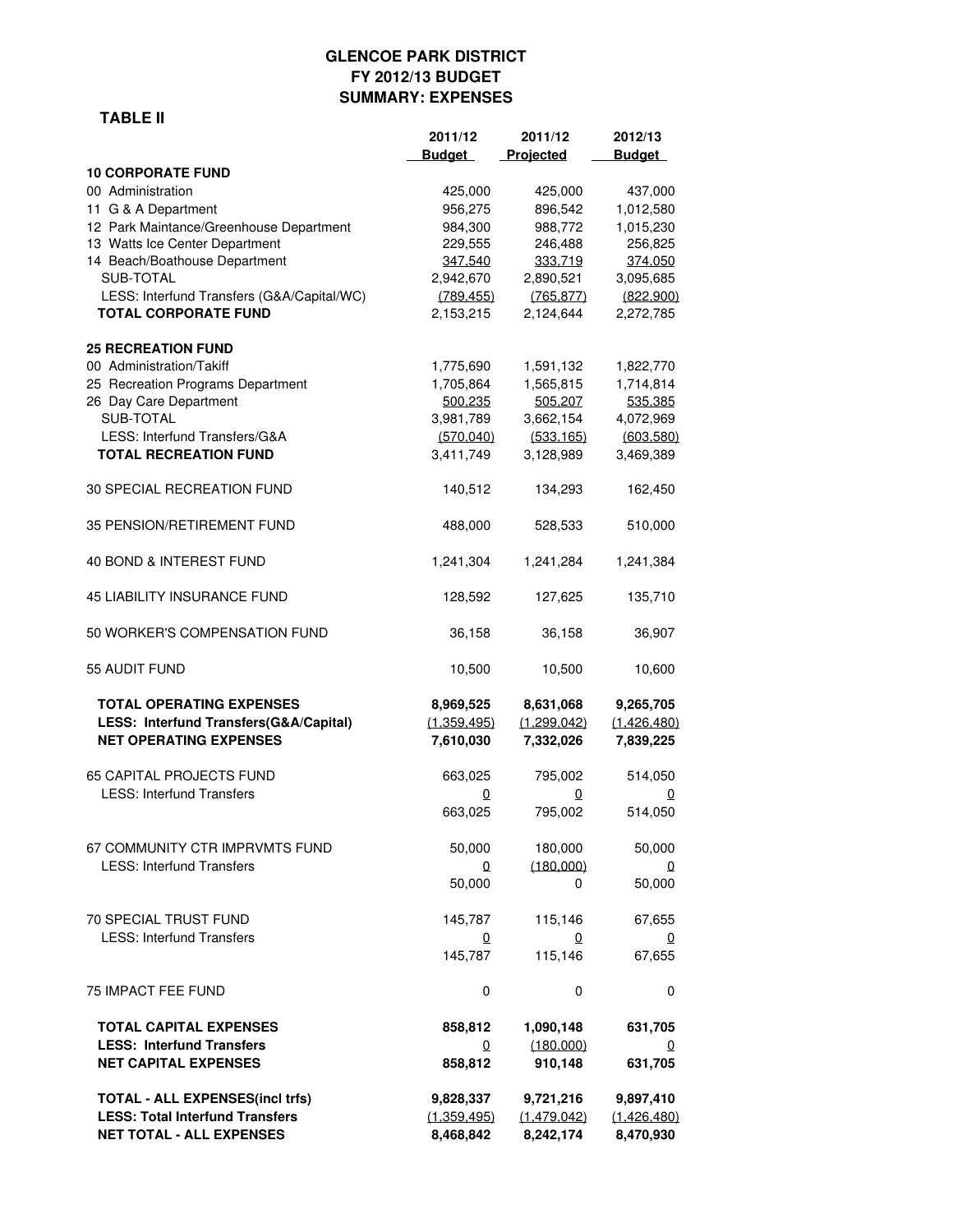# GLENCOE PARK DISTRICT
## FY 2012/13 BUDGET
## SUMMARY: EXPENSES

**TABLE II**

| | 2011/12 Budget | 2011/12 Projected | 2012/13 Budget |
|---|---|---|---|
| **10 CORPORATE FUND** | | | |
| 00 Administration | 425,000 | 425,000 | 437,000 |
| 11 G & A Department | 956,275 | 896,542 | 1,012,580 |
| 12 Park Maintance/Greenhouse Department | 984,300 | 988,772 | 1,015,230 |
| 13 Watts Ice Center Department | 229,555 | 246,488 | 256,825 |
| 14 Beach/Boathouse Department | 347,540 | 333,719 | 374,050 |
| SUB-TOTAL | 2,942,670 | 2,890,521 | 3,095,685 |
| LESS: Interfund Transfers (G&A/Capital/WC) | (789,455) | (765,877) | (822,900) |
| **TOTAL CORPORATE FUND** | 2,153,215 | 2,124,644 | 2,272,785 |
| | | | |
| **25 RECREATION FUND** | | | |
| 00 Administration/Takiff | 1,775,690 | 1,591,132 | 1,822,770 |
| 25 Recreation Programs Department | 1,705,864 | 1,565,815 | 1,714,814 |
| 26 Day Care Department | 500,235 | 505,207 | 535,385 |
| SUB-TOTAL | 3,981,789 | 3,662,154 | 4,072,969 |
| LESS: Interfund Transfers/G&A | (570,040) | (533,165) | (603,580) |
| **TOTAL RECREATION FUND** | 3,411,749 | 3,128,989 | 3,469,389 |
| | | | |
| 30 SPECIAL RECREATION FUND | 140,512 | 134,293 | 162,450 |
| | | | |
| 35 PENSION/RETIREMENT FUND | 488,000 | 528,533 | 510,000 |
| | | | |
| 40 BOND & INTEREST FUND | 1,241,304 | 1,241,284 | 1,241,384 |
| | | | |
| 45 LIABILITY INSURANCE FUND | 128,592 | 127,625 | 135,710 |
| | | | |
| 50 WORKER'S COMPENSATION FUND | 36,158 | 36,158 | 36,907 |
| | | | |
| 55 AUDIT FUND | 10,500 | 10,500 | 10,600 |
| | | | |
| **TOTAL OPERATING EXPENSES** | **8,969,525** | **8,631,068** | **9,265,705** |
| **LESS: Interfund Transfers(G&A/Capital)** | **(1,359,495)** | **(1,299,042)** | **(1,426,480)** |
| **NET OPERATING EXPENSES** | **7,610,030** | **7,332,026** | **7,839,225** |
| | | | |
| 65 CAPITAL PROJECTS FUND | 663,025 | 795,002 | 514,050 |
| LESS: Interfund Transfers | 0 | 0 | 0 |
| | 663,025 | 795,002 | 514,050 |
| | | | |
| 67 COMMUNITY CTR IMPRVMTS FUND | 50,000 | 180,000 | 50,000 |
| LESS: Interfund Transfers | 0 | (180,000) | 0 |
| | 50,000 | 0 | 50,000 |
| | | | |
| 70 SPECIAL TRUST FUND | 145,787 | 115,146 | 67,655 |
| LESS: Interfund Transfers | 0 | 0 | 0 |
| | 145,787 | 115,146 | 67,655 |
| | | | |
| 75 IMPACT FEE FUND | 0 | 0 | 0 |
| | | | |
| **TOTAL CAPITAL EXPENSES** | **858,812** | **1,090,148** | **631,705** |
| **LESS: Interfund Transfers** | **0** | **(180,000)** | **0** |
| **NET CAPITAL EXPENSES** | **858,812** | **910,148** | **631,705** |
| | | | |
| **TOTAL - ALL EXPENSES(incl trfs)** | **9,828,337** | **9,721,216** | **9,897,410** |
| **LESS: Total Interfund Transfers** | **(1,359,495)** | **(1,479,042)** | **(1,426,480)** |
| **NET TOTAL - ALL EXPENSES** | **8,468,842** | **8,242,174** | **8,470,930** |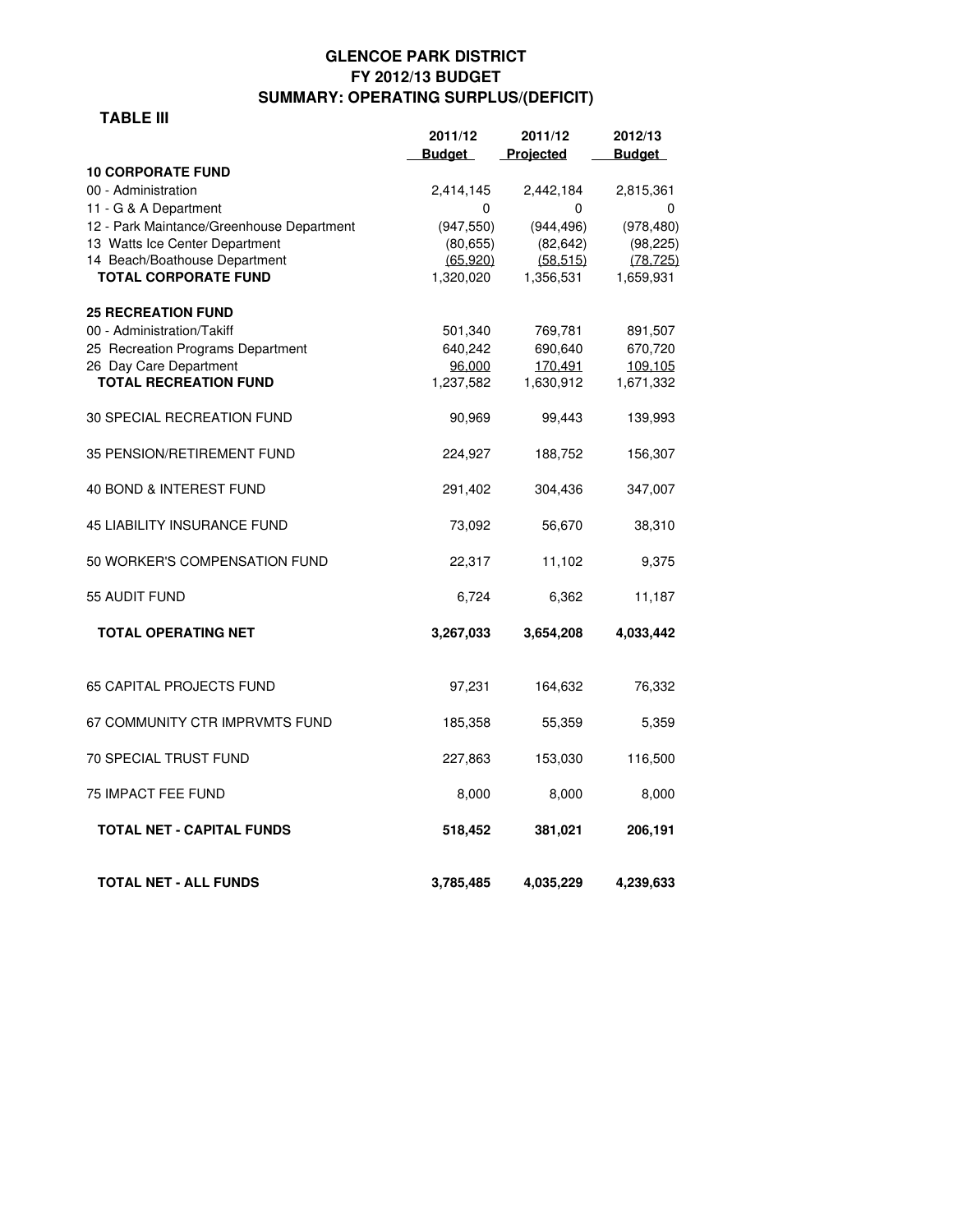# GLENCOE PARK DISTRICT
## FY 2012/13 BUDGET
## SUMMARY: OPERATING SURPLUS/(DEFICIT)

**TABLE III**

| | 2011/12 Budget | 2011/12 Projected | 2012/13 Budget |
|---|---|---|---|
| **10 CORPORATE FUND** | | | |
| 00 - Administration | 2,414,145 | 2,442,184 | 2,815,361 |
| 11 - G & A Department | 0 | 0 | 0 |
| 12 - Park Maintance/Greenhouse Department | (947,550) | (944,496) | (978,480) |
| 13 Watts Ice Center Department | (80,655) | (82,642) | (98,225) |
| 14 Beach/Boathouse Department | (65,920) | (58,515) | (78,725) |
| **TOTAL CORPORATE FUND** | 1,320,020 | 1,356,531 | 1,659,931 |
| **25 RECREATION FUND** | | | |
| 00 - Administration/Takiff | 501,340 | 769,781 | 891,507 |
| 25 Recreation Programs Department | 640,242 | 690,640 | 670,720 |
| 26 Day Care Department | 96,000 | 170,491 | 109,105 |
| **TOTAL RECREATION FUND** | 1,237,582 | 1,630,912 | 1,671,332 |
| 30 SPECIAL RECREATION FUND | 90,969 | 99,443 | 139,993 |
| 35 PENSION/RETIREMENT FUND | 224,927 | 188,752 | 156,307 |
| 40 BOND & INTEREST FUND | 291,402 | 304,436 | 347,007 |
| 45 LIABILITY INSURANCE FUND | 73,092 | 56,670 | 38,310 |
| 50 WORKER'S COMPENSATION FUND | 22,317 | 11,102 | 9,375 |
| 55 AUDIT FUND | 6,724 | 6,362 | 11,187 |
| **TOTAL OPERATING NET** | **3,267,033** | **3,654,208** | **4,033,442** |
| 65 CAPITAL PROJECTS FUND | 97,231 | 164,632 | 76,332 |
| 67 COMMUNITY CTR IMPRVMTS FUND | 185,358 | 55,359 | 5,359 |
| 70 SPECIAL TRUST FUND | 227,863 | 153,030 | 116,500 |
| 75 IMPACT FEE FUND | 8,000 | 8,000 | 8,000 |
| **TOTAL NET - CAPITAL FUNDS** | **518,452** | **381,021** | **206,191** |
| **TOTAL NET - ALL FUNDS** | **3,785,485** | **4,035,229** | **4,239,633** |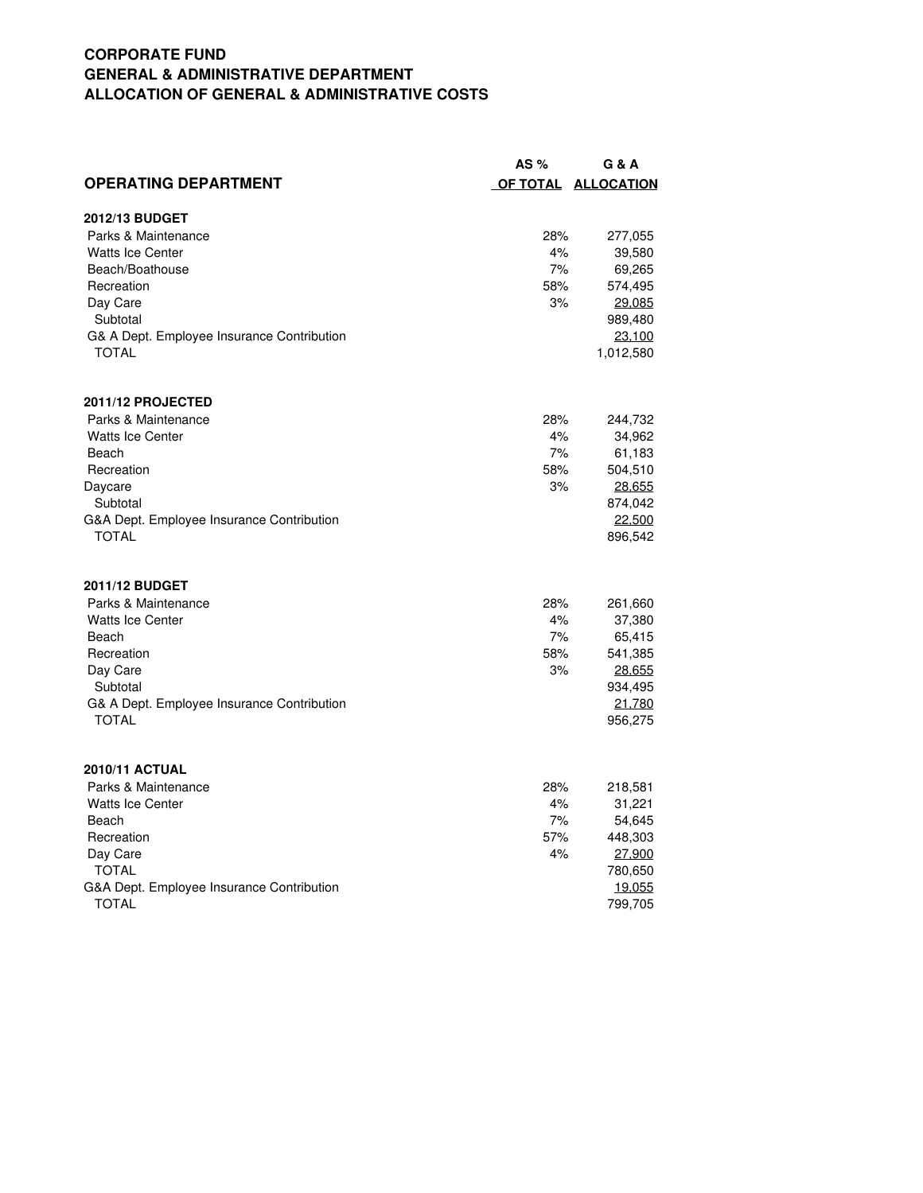**CORPORATE FUND**
**GENERAL & ADMINISTRATIVE DEPARTMENT**
**ALLOCATION OF GENERAL & ADMINISTRATIVE COSTS**

| OPERATING DEPARTMENT | AS % OF TOTAL | G & A ALLOCATION |
|---|---|---|
| **2012/13 BUDGET** | | |
| Parks & Maintenance | 28% | 277,055 |
| Watts Ice Center | 4% | 39,580 |
| Beach/Boathouse | 7% | 69,265 |
| Recreation | 58% | 574,495 |
| Day Care | 3% | 29,085 |
| Subtotal | | 989,480 |
| G& A Dept. Employee Insurance Contribution | | 23,100 |
| TOTAL | | 1,012,580 |
| **2011/12 PROJECTED** | | |
| Parks & Maintenance | 28% | 244,732 |
| Watts Ice Center | 4% | 34,962 |
| Beach | 7% | 61,183 |
| Recreation | 58% | 504,510 |
| Daycare | 3% | 28,655 |
| Subtotal | | 874,042 |
| G&A Dept. Employee Insurance Contribution | | 22,500 |
| TOTAL | | 896,542 |
| **2011/12 BUDGET** | | |
| Parks & Maintenance | 28% | 261,660 |
| Watts Ice Center | 4% | 37,380 |
| Beach | 7% | 65,415 |
| Recreation | 58% | 541,385 |
| Day Care | 3% | 28,655 |
| Subtotal | | 934,495 |
| G& A Dept. Employee Insurance Contribution | | 21,780 |
| TOTAL | | 956,275 |
| **2010/11 ACTUAL** | | |
| Parks & Maintenance | 28% | 218,581 |
| Watts Ice Center | 4% | 31,221 |
| Beach | 7% | 54,645 |
| Recreation | 57% | 448,303 |
| Day Care | 4% | 27,900 |
| TOTAL | | 780,650 |
| G&A Dept. Employee Insurance Contribution | | 19,055 |
| TOTAL | | 799,705 |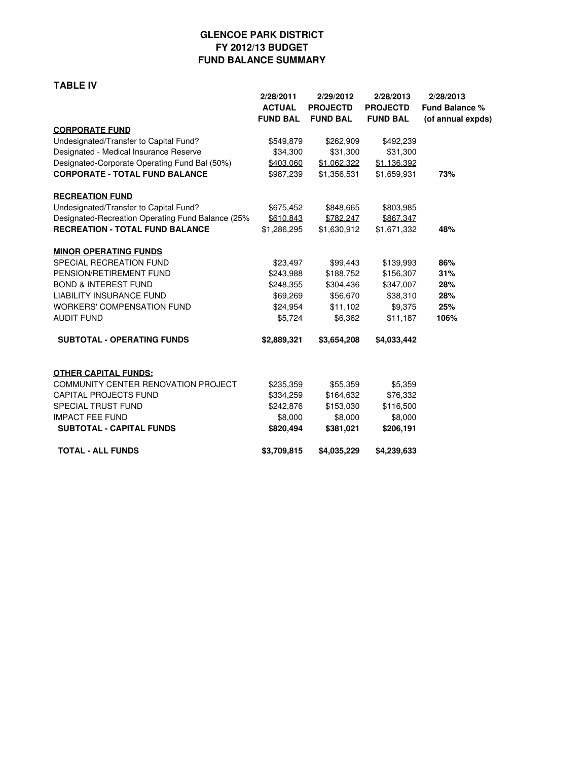# GLENCOE PARK DISTRICT
## FY 2012/13 BUDGET
## FUND BALANCE SUMMARY

**TABLE IV**

| | 2/28/2011 ACTUAL FUND BAL | 2/29/2012 PROJECTD FUND BAL | 2/28/2013 PROJECTD FUND BAL | 2/28/2013 Fund Balance % (of annual expds) |
|---|---|---|---|---|
| **CORPORATE FUND** | | | | |
| Undesignated/Transfer to Capital Fund? | $549,879 | $262,909 | $492,239 | |
| Designated - Medical Insurance Reserve | $34,300 | $31,300 | $31,300 | |
| Designated-Corporate Operating Fund Bal (50%) | $403,060 | $1,062,322 | $1,136,392 | |
| **CORPORATE - TOTAL FUND BALANCE** | $987,239 | $1,356,531 | $1,659,931 | **73%** |
| **RECREATION FUND** | | | | |
| Undesignated/Transfer to Capital Fund? | $675,452 | $848,665 | $803,985 | |
| Designated-Recreation Operating Fund Balance (25% | $610,843 | $782,247 | $867,347 | |
| **RECREATION - TOTAL FUND BALANCE** | $1,286,295 | $1,630,912 | $1,671,332 | **48%** |
| **MINOR OPERATING FUNDS** | | | | |
| SPECIAL RECREATION FUND | $23,497 | $99,443 | $139,993 | **86%** |
| PENSION/RETIREMENT FUND | $243,988 | $188,752 | $156,307 | **31%** |
| BOND & INTEREST FUND | $248,355 | $304,436 | $347,007 | **28%** |
| LIABILITY INSURANCE FUND | $69,269 | $56,670 | $38,310 | **28%** |
| WORKERS' COMPENSATION FUND | $24,954 | $11,102 | $9,375 | **25%** |
| AUDIT FUND | $5,724 | $6,362 | $11,187 | **106%** |
| **SUBTOTAL - OPERATING FUNDS** | **$2,889,321** | **$3,654,208** | **$4,033,442** | |
| **OTHER CAPITAL FUNDS:** | | | | |
| COMMUNITY CENTER RENOVATION PROJECT | $235,359 | $55,359 | $5,359 | |
| CAPITAL PROJECTS FUND | $334,259 | $164,632 | $76,332 | |
| SPECIAL TRUST FUND | $242,876 | $153,030 | $116,500 | |
| IMPACT FEE FUND | $8,000 | $8,000 | $8,000 | |
| **SUBTOTAL - CAPITAL FUNDS** | **$820,494** | **$381,021** | **$206,191** | |
| **TOTAL - ALL FUNDS** | **$3,709,815** | **$4,035,229** | **$4,239,633** | |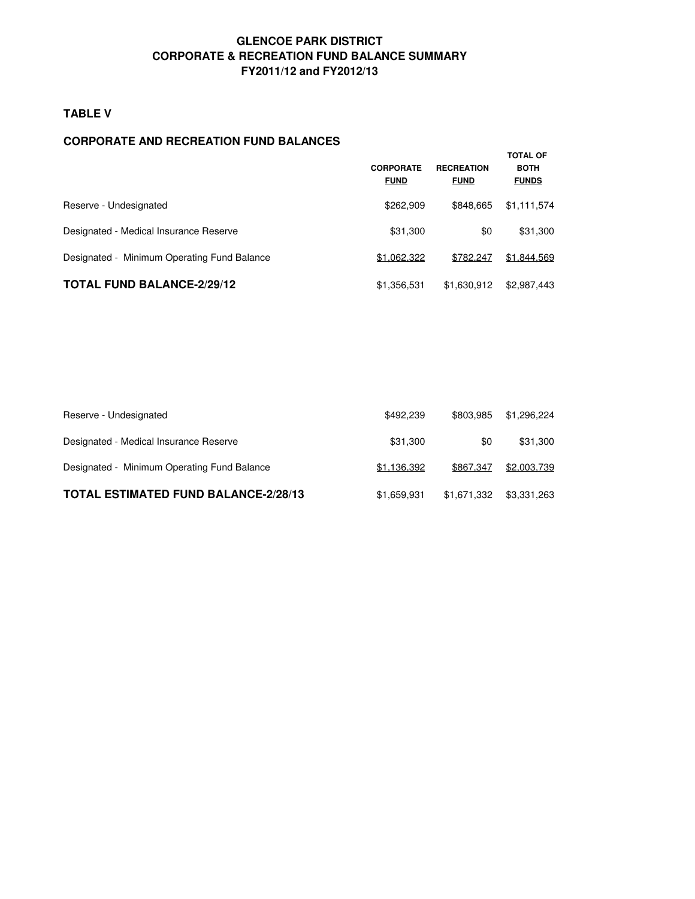# GLENCOE PARK DISTRICT
## CORPORATE & RECREATION FUND BALANCE SUMMARY
## FY2011/12 and FY2012/13

### TABLE V

### CORPORATE AND RECREATION FUND BALANCES

| | CORPORATE FUND | RECREATION FUND | TOTAL OF BOTH FUNDS |
|---|---|---|---|
| Reserve - Undesignated | $262,909 | $848,665 | $1,111,574 |
| Designated - Medical Insurance Reserve | $31,300 | $0 | $31,300 |
| Designated - Minimum Operating Fund Balance | $1,062,322 | $782,247 | $1,844,569 |
| **TOTAL FUND BALANCE-2/29/12** | $1,356,531 | $1,630,912 | $2,987,443 |
| | | | |
| Reserve - Undesignated | $492,239 | $803,985 | $1,296,224 |
| Designated - Medical Insurance Reserve | $31,300 | $0 | $31,300 |
| Designated - Minimum Operating Fund Balance | $1,136,392 | $867,347 | $2,003,739 |
| **TOTAL ESTIMATED FUND BALANCE-2/28/13** | $1,659,931 | $1,671,332 | $3,331,263 |